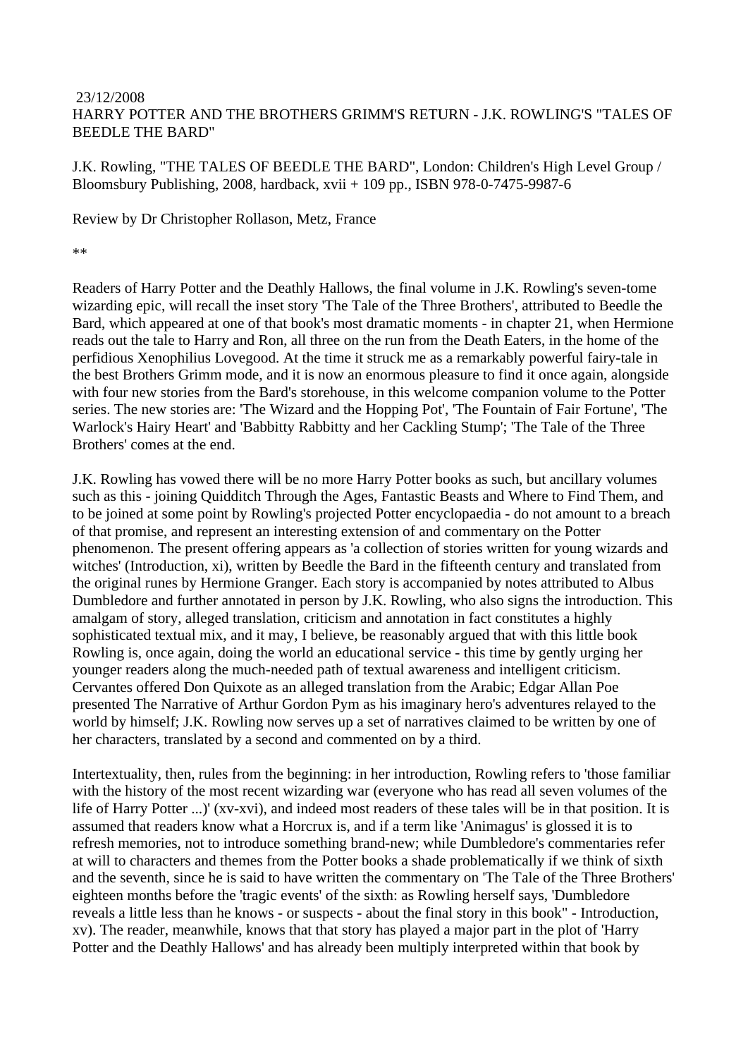23/12/2008

HARRY POTTER AND THE BROTHERS GRIMM'S RETURN - J.K. ROWLING'S "TALES OF BEEDLE THE BARD"

J.K. Rowling, "THE TALES OF BEEDLE THE BARD", London: Children's High Level Group / Bloomsbury Publishing, 2008, hardback, xvii + 109 pp., ISBN 978-0-7475-9987-6

Review by Dr Christopher Rollason, Metz, France

**

Readers of Harry Potter and the Deathly Hallows, the final volume in J.K. Rowling's seven-tome wizarding epic, will recall the inset story 'The Tale of the Three Brothers', attributed to Beedle the Bard, which appeared at one of that book's most dramatic moments - in chapter 21, when Hermione reads out the tale to Harry and Ron, all three on the run from the Death Eaters, in the home of the perfidious Xenophilius Lovegood. At the time it struck me as a remarkably powerful fairy-tale in the best Brothers Grimm mode, and it is now an enormous pleasure to find it once again, alongside with four new stories from the Bard's storehouse, in this welcome companion volume to the Potter series. The new stories are: 'The Wizard and the Hopping Pot', 'The Fountain of Fair Fortune', 'The Warlock's Hairy Heart' and 'Babbitty Rabbitty and her Cackling Stump'; 'The Tale of the Three Brothers' comes at the end.

J.K. Rowling has vowed there will be no more Harry Potter books as such, but ancillary volumes such as this - joining Quidditch Through the Ages, Fantastic Beasts and Where to Find Them, and to be joined at some point by Rowling's projected Potter encyclopaedia - do not amount to a breach of that promise, and represent an interesting extension of and commentary on the Potter phenomenon. The present offering appears as 'a collection of stories written for young wizards and witches' (Introduction, xi), written by Beedle the Bard in the fifteenth century and translated from the original runes by Hermione Granger. Each story is accompanied by notes attributed to Albus Dumbledore and further annotated in person by J.K. Rowling, who also signs the introduction. This amalgam of story, alleged translation, criticism and annotation in fact constitutes a highly sophisticated textual mix, and it may, I believe, be reasonably argued that with this little book Rowling is, once again, doing the world an educational service - this time by gently urging her younger readers along the much-needed path of textual awareness and intelligent criticism. Cervantes offered Don Quixote as an alleged translation from the Arabic; Edgar Allan Poe presented The Narrative of Arthur Gordon Pym as his imaginary hero's adventures relayed to the world by himself; J.K. Rowling now serves up a set of narratives claimed to be written by one of her characters, translated by a second and commented on by a third.

Intertextuality, then, rules from the beginning: in her introduction, Rowling refers to 'those familiar with the history of the most recent wizarding war (everyone who has read all seven volumes of the life of Harry Potter ...)' (xv-xvi), and indeed most readers of these tales will be in that position. It is assumed that readers know what a Horcrux is, and if a term like 'Animagus' is glossed it is to refresh memories, not to introduce something brand-new; while Dumbledore's commentaries refer at will to characters and themes from the Potter books a shade problematically if we think of sixth and the seventh, since he is said to have written the commentary on 'The Tale of the Three Brothers' eighteen months before the 'tragic events' of the sixth: as Rowling herself says, 'Dumbledore reveals a little less than he knows - or suspects - about the final story in this book" - Introduction, xv). The reader, meanwhile, knows that that story has played a major part in the plot of 'Harry Potter and the Deathly Hallows' and has already been multiply interpreted within that book by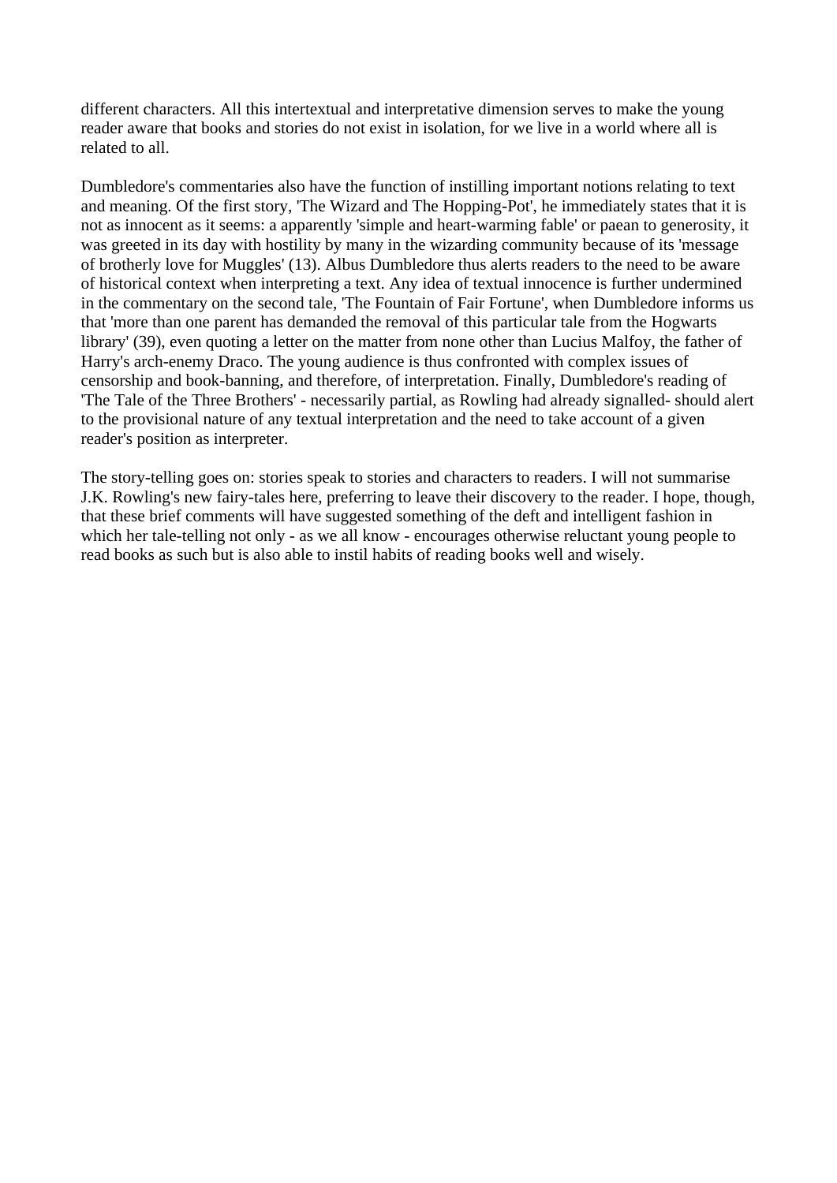different characters. All this intertextual and interpretative dimension serves to make the young reader aware that books and stories do not exist in isolation, for we live in a world where all is related to all.

Dumbledore's commentaries also have the function of instilling important notions relating to text and meaning. Of the first story, 'The Wizard and The Hopping-Pot', he immediately states that it is not as innocent as it seems: a apparently 'simple and heart-warming fable' or paean to generosity, it was greeted in its day with hostility by many in the wizarding community because of its 'message of brotherly love for Muggles' (13). Albus Dumbledore thus alerts readers to the need to be aware of historical context when interpreting a text. Any idea of textual innocence is further undermined in the commentary on the second tale, 'The Fountain of Fair Fortune', when Dumbledore informs us that 'more than one parent has demanded the removal of this particular tale from the Hogwarts library' (39), even quoting a letter on the matter from none other than Lucius Malfoy, the father of Harry's arch-enemy Draco. The young audience is thus confronted with complex issues of censorship and book-banning, and therefore, of interpretation. Finally, Dumbledore's reading of 'The Tale of the Three Brothers' - necessarily partial, as Rowling had already signalled- should alert to the provisional nature of any textual interpretation and the need to take account of a given reader's position as interpreter.

The story-telling goes on: stories speak to stories and characters to readers. I will not summarise J.K. Rowling's new fairy-tales here, preferring to leave their discovery to the reader. I hope, though, that these brief comments will have suggested something of the deft and intelligent fashion in which her tale-telling not only - as we all know - encourages otherwise reluctant young people to read books as such but is also able to instil habits of reading books well and wisely.